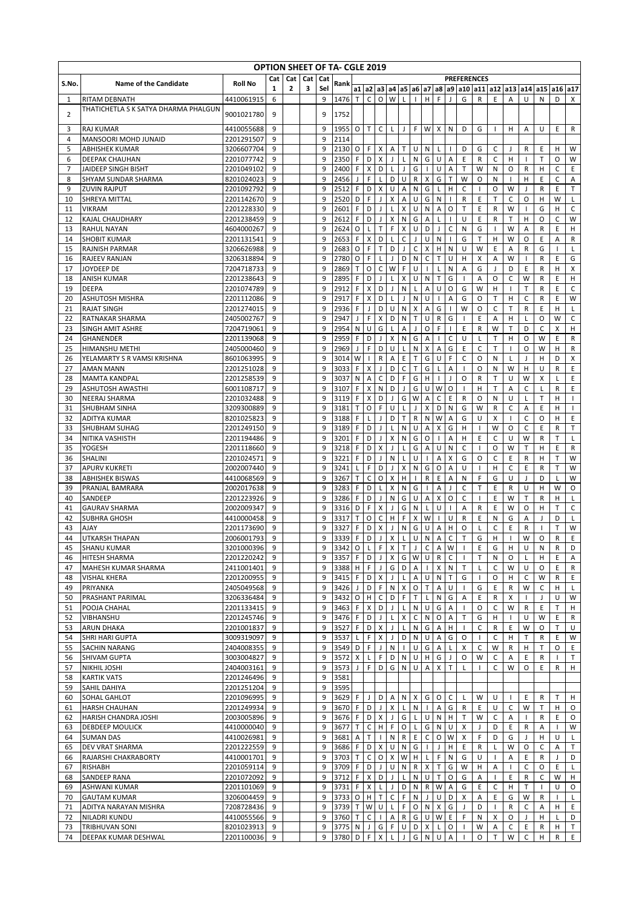# OPTION SHEET OF TA- CGLE 2019

| S.No. | Name of the Candidate | Roll No | Cat 1 | Cat 2 | Cat 3 | Cat Sel | Rank | a1 | a2 | a3 | a4 | a5 | a6 | a7 | a8 | a9 | a10 | a11 | a12 | a13 | a14 | a15 | a16 | a17 |
|---|---|---|---|---|---|---|---|---|---|---|---|---|---|---|---|---|---|---|---|---|---|---|---|---|
| | | | | | | | | PREFERENCES | | | | | | | | | | | | | | | | |
| 1 | RITAM DEBNATH | 4410061915 | 6 | | | 9 | 1476 | T | C | O | W | L | I | H | F | J | G | R | E | A | U | N | D | X |
| 2 | THATICHETLA S K SATYA DHARMA PHALGUN | 9001021780 | 9 | | | 9 | 1752 | | | | | | | | | | | | | | | | | |
| 3 | RAJ KUMAR | 4410055688 | 9 | | | 9 | 1955 | O | T | C | L | J | F | W | X | N | D | G | I | H | A | U | E | R |
| 4 | MANSOORI MOHD JUNAID | 2201291507 | 9 | | | 9 | 2114 | | | | | | | | | | | | | | | | | |
| 5 | ABHISHEK KUMAR | 3206607704 | 9 | | | 9 | 2130 | O | F | X | A | T | U | N | L | I | D | G | C | J | R | E | H | W |
| 6 | DEEPAK CHAUHAN | 2201077742 | 9 | | | 9 | 2350 | F | D | X | J | L | N | G | U | A | E | R | C | H | I | T | O | W |
| 7 | JAIDEEP SINGH BISHT | 2201049102 | 9 | | | 9 | 2400 | F | X | D | L | J | G | I | U | A | T | W | N | O | R | H | C | E |
| 8 | SHYAM SUNDAR SHARMA | 8201024023 | 9 | | | 9 | 2456 | J | F | L | D | U | R | X | G | T | W | O | N | I | H | E | C | A |
| 9 | ZUVIN RAJPUT | 2201092792 | 9 | | | 9 | 2512 | F | D | X | U | A | N | G | L | H | C | I | O | W | J | R | E | T |
| 10 | SHREYA MITTAL | 2201142670 | 9 | | | 9 | 2520 | D | F | J | X | A | U | G | N | I | R | E | T | C | O | H | W | L |
| 11 | VIKRAM | 2201228330 | 9 | | | 9 | 2601 | F | D | J | L | X | U | N | A | O | T | E | R | W | I | G | H | C |
| 12 | KAJAL CHAUDHARY | 2201238459 | 9 | | | 9 | 2612 | F | D | J | X | N | G | A | L | I | U | E | R | T | H | O | C | W |
| 13 | RAHUL NAYAN | 4604000267 | 9 | | | 9 | 2624 | O | L | T | F | X | U | D | J | C | N | G | I | W | A | R | E | H |
| 14 | SHOBIT KUMAR | 2201131541 | 9 | | | 9 | 2653 | F | X | D | L | C | J | U | N | I | G | T | H | W | O | E | A | R |
| 15 | RAJNISH PARMAR | 3206626988 | 9 | | | 9 | 2683 | O | F | T | D | J | C | X | H | N | U | W | E | A | R | G | I | L |
| 16 | RAJEEV RANJAN | 3206318894 | 9 | | | 9 | 2780 | O | F | L | J | D | N | C | T | U | H | X | A | W | I | R | E | G |
| 17 | JOYDEEP DE | 7204718733 | 9 | | | 9 | 2869 | T | O | C | W | F | U | I | L | N | A | G | J | D | E | R | H | X |
| 18 | ANISH KUMAR | 2201238643 | 9 | | | 9 | 2895 | F | D | J | L | X | U | N | T | G | I | A | O | C | W | R | E | H |
| 19 | DEEPA | 2201074789 | 9 | | | 9 | 2912 | F | X | D | J | N | L | A | U | O | G | W | H | I | T | R | E | C |
| 20 | ASHUTOSH MISHRA | 2201112086 | 9 | | | 9 | 2917 | F | X | D | L | J | N | U | I | A | G | O | T | H | C | R | E | W |
| 21 | RAJAT SINGH | 2201274015 | 9 | | | 9 | 2936 | F | J | D | U | N | X | A | G | I | W | O | C | T | R | E | H | L |
| 22 | RATNAKAR SHARMA | 2405002767 | 9 | | | 9 | 2947 | J | F | X | D | N | T | U | R | G | I | E | A | H | L | O | W | C |
| 23 | SINGH AMIT ASHRE | 7204719061 | 9 | | | 9 | 2954 | N | U | G | L | A | J | O | F | I | E | R | W | T | D | C | X | H |
| 24 | GHANENDER | 2201139068 | 9 | | | 9 | 2959 | F | D | J | X | N | G | A | I | C | U | L | T | H | O | W | E | R |
| 25 | HIMANSHU METHI | 2405000460 | 9 | | | 9 | 2969 | J | F | D | U | L | N | X | A | G | E | C | T | I | O | W | H | R |
| 26 | YELAMARTY S R VAMSI KRISHNA | 8601063995 | 9 | | | 9 | 3014 | W | I | R | A | E | T | G | U | F | C | O | N | L | J | H | D | X |
| 27 | AMAN MANN | 2201251028 | 9 | | | 9 | 3033 | F | X | J | D | C | T | G | L | A | I | O | N | W | H | U | R | E |
| 28 | MAMTA KANDPAL | 2201258539 | 9 | | | 9 | 3037 | N | A | C | D | F | G | H | I | J | O | R | T | U | W | X | L | E |
| 29 | ASHUTOSH AWASTHI | 6001108717 | 9 | | | 9 | 3107 | F | X | N | D | J | G | U | W | O | I | H | T | A | C | L | R | E |
| 30 | NEERAJ SHARMA | 2201032488 | 9 | | | 9 | 3119 | F | X | D | J | G | W | A | C | E | R | O | N | U | L | T | H | I |
| 31 | SHUBHAM SINHA | 3209300889 | 9 | | | 9 | 3181 | T | O | F | U | L | J | X | D | N | G | W | R | C | A | E | H | I |
| 32 | ADITYA KUMAR | 8201025823 | 9 | | | 9 | 3188 | F | L | J | D | T | R | N | W | A | G | U | X | I | C | O | H | E |
| 33 | SHUBHAM SUHAG | 2201249150 | 9 | | | 9 | 3189 | F | D | J | L | N | U | A | X | G | H | I | W | O | C | E | R | T |
| 34 | NITIKA VASHISTH | 2201194486 | 9 | | | 9 | 3201 | F | D | J | X | N | G | O | I | A | H | E | C | U | W | R | T | L |
| 35 | YOGESH | 2201118660 | 9 | | | 9 | 3218 | F | D | X | J | L | G | A | U | N | C | I | O | W | T | H | E | R |
| 36 | SHALINI | 2201024571 | 9 | | | 9 | 3221 | F | D | J | N | L | U | I | A | X | G | O | C | E | R | H | T | W |
| 37 | APURV KUKRETI | 2002007440 | 9 | | | 9 | 3241 | L | F | D | J | X | N | G | O | A | U | I | H | C | E | R | T | W |
| 38 | ABHISHEK BISWAS | 4410068569 | 9 | | | 9 | 3267 | T | C | O | X | H | I | R | E | A | N | F | G | U | J | D | L | W |
| 39 | PRANJAL BAMRARA | 2002017638 | 9 | | | 9 | 3283 | F | D | L | X | N | G | I | A | J | C | T | E | R | U | H | W | O |
| 40 | SANDEEP | 2201223926 | 9 | | | 9 | 3286 | F | D | J | N | G | U | A | X | O | C | I | E | W | T | R | H | L |
| 41 | GAURAV SHARMA | 2002009347 | 9 | | | 9 | 3316 | D | F | X | J | G | N | L | U | I | A | R | E | W | O | H | T | C |
| 42 | SUBHRA GHOSH | 4410000458 | 9 | | | 9 | 3317 | T | O | C | H | F | X | W | I | U | R | E | N | G | A | J | D | L |
| 43 | AJAY | 2201173690 | 9 | | | 9 | 3327 | F | D | X | J | N | G | U | A | H | O | L | C | E | R | I | T | W |
| 44 | UTKARSH THAPAN | 2006001793 | 9 | | | 9 | 3339 | F | D | J | X | L | U | N | A | C | T | G | H | I | W | O | R | E |
| 45 | SHANU KUMAR | 3201000396 | 9 | | | 9 | 3342 | O | L | F | X | T | J | C | A | W | I | E | G | H | U | N | R | D |
| 46 | HITESH SHARMA | 2201220242 | 9 | | | 9 | 3357 | F | D | J | X | G | W | U | R | C | I | T | N | O | L | H | E | A |
| 47 | MAHESH KUMAR SHARMA | 2411001401 | 9 | | | 9 | 3388 | H | F | J | G | D | A | I | X | N | T | L | C | W | U | O | E | R |
| 48 | VISHAL KHERA | 2201200955 | 9 | | | 9 | 3415 | F | D | X | J | L | A | U | N | T | G | I | O | H | C | W | E | R |
| 49 | PRIYANKA | 2405049568 | 9 | | | 9 | 3426 | J | D | F | N | X | O | T | A | U | I | G | E | R | W | C | H | L |
| 50 | PRASHANT PARIMAL | 3206336484 | 9 | | | 9 | 3432 | O | H | C | D | F | T | L | N | G | A | E | R | X | I | J | U | W |
| 51 | POOJA CHAHAL | 2201133415 | 9 | | | 9 | 3463 | F | X | D | J | L | N | U | G | A | I | O | C | W | R | E | T | H |
| 52 | VIBHANSHU | 2201245746 | 9 | | | 9 | 3476 | F | D | J | L | X | C | N | O | A | T | G | H | I | U | W | E | R |
| 53 | ARUN DHAKA | 2201001837 | 9 | | | 9 | 3527 | F | D | X | J | L | N | G | A | H | I | C | R | E | W | O | T | U |
| 54 | SHRI HARI GUPTA | 3009319097 | 9 | | | 9 | 3537 | L | F | X | J | D | N | U | A | G | O | I | C | H | T | R | E | W |
| 55 | SACHIN NARANG | 2404008355 | 9 | | | 9 | 3549 | D | F | J | N | I | U | G | A | L | X | C | W | R | H | T | O | E |
| 56 | SHIVAM GUPTA | 3003004827 | 9 | | | 9 | 3572 | X | L | F | D | N | U | H | G | J | O | W | C | A | E | R | I | T |
| 57 | NIKHIL JOSHI | 2404003161 | 9 | | | 9 | 3573 | J | F | D | G | N | U | A | X | T | L | I | C | W | O | E | R | H |
| 58 | KARTIK VATS | 2201246496 | 9 | | | 9 | 3581 | | | | | | | | | | | | | | | | | |
| 59 | SAHIL DAHIYA | 2201251204 | 9 | | | 9 | 3595 | | | | | | | | | | | | | | | | | |
| 60 | SOHAL GAHLOT | 2201096995 | 9 | | | 9 | 3629 | F | J | D | A | N | X | G | O | C | L | W | U | I | E | R | T | H |
| 61 | HARSH CHAUHAN | 2201249934 | 9 | | | 9 | 3670 | F | D | J | X | L | N | I | A | G | R | E | U | C | W | T | H | O |
| 62 | HARISH CHANDRA JOSHI | 2003005896 | 9 | | | 9 | 3676 | F | D | X | J | G | L | U | N | H | T | W | C | A | I | R | E | O |
| 63 | DEBDEEP MOULICK | 4410000040 | 9 | | | 9 | 3677 | T | C | H | F | O | L | G | N | U | X | J | D | E | R | A | I | W |
| 64 | SUMAN DAS | 4410026981 | 9 | | | 9 | 3681 | A | T | I | N | R | E | C | O | W | X | F | D | G | J | H | U | L |
| 65 | DEV VRAT SHARMA | 2201222559 | 9 | | | 9 | 3686 | F | D | X | U | N | G | I | J | H | E | R | L | W | O | C | A | T |
| 66 | RAJARSHI CHAKRABORTY | 4410001701 | 9 | | | 9 | 3703 | T | C | O | X | W | H | L | F | N | G | U | I | A | E | R | J | D |
| 67 | RISHABH | 2201059114 | 9 | | | 9 | 3709 | F | D | J | U | N | R | X | T | G | W | H | A | I | C | O | E | L |
| 68 | SANDEEP RANA | 2201072092 | 9 | | | 9 | 3712 | F | X | D | J | L | N | U | T | O | G | A | I | E | R | C | W | H |
| 69 | ASHWANI KUMAR | 2201101069 | 9 | | | 9 | 3731 | F | X | L | J | D | N | R | W | A | G | E | C | H | T | I | U | O |
| 70 | GAUTAM KUMAR | 3206004459 | 9 | | | 9 | 3733 | O | H | T | C | F | N | J | U | D | X | A | E | G | W | R | I | L |
| 71 | ADITYA NARAYAN MISHRA | 7208728436 | 9 | | | 9 | 3739 | T | W | U | L | F | O | N | X | G | J | D | I | R | C | A | H | E |
| 72 | NILADRI KUNDU | 4410055566 | 9 | | | 9 | 3760 | T | C | I | A | R | G | U | W | E | F | N | X | O | J | H | L | D |
| 73 | TRIBHUVAN SONI | 8201023913 | 9 | | | 9 | 3775 | N | J | G | F | U | D | X | L | O | I | W | A | C | E | R | H | T |
| 74 | DEEPAK KUMAR DESHWAL | 2201100036 | 9 | | | 9 | 3780 | D | F | X | L | J | G | N | U | A | I | O | T | W | C | H | R | E |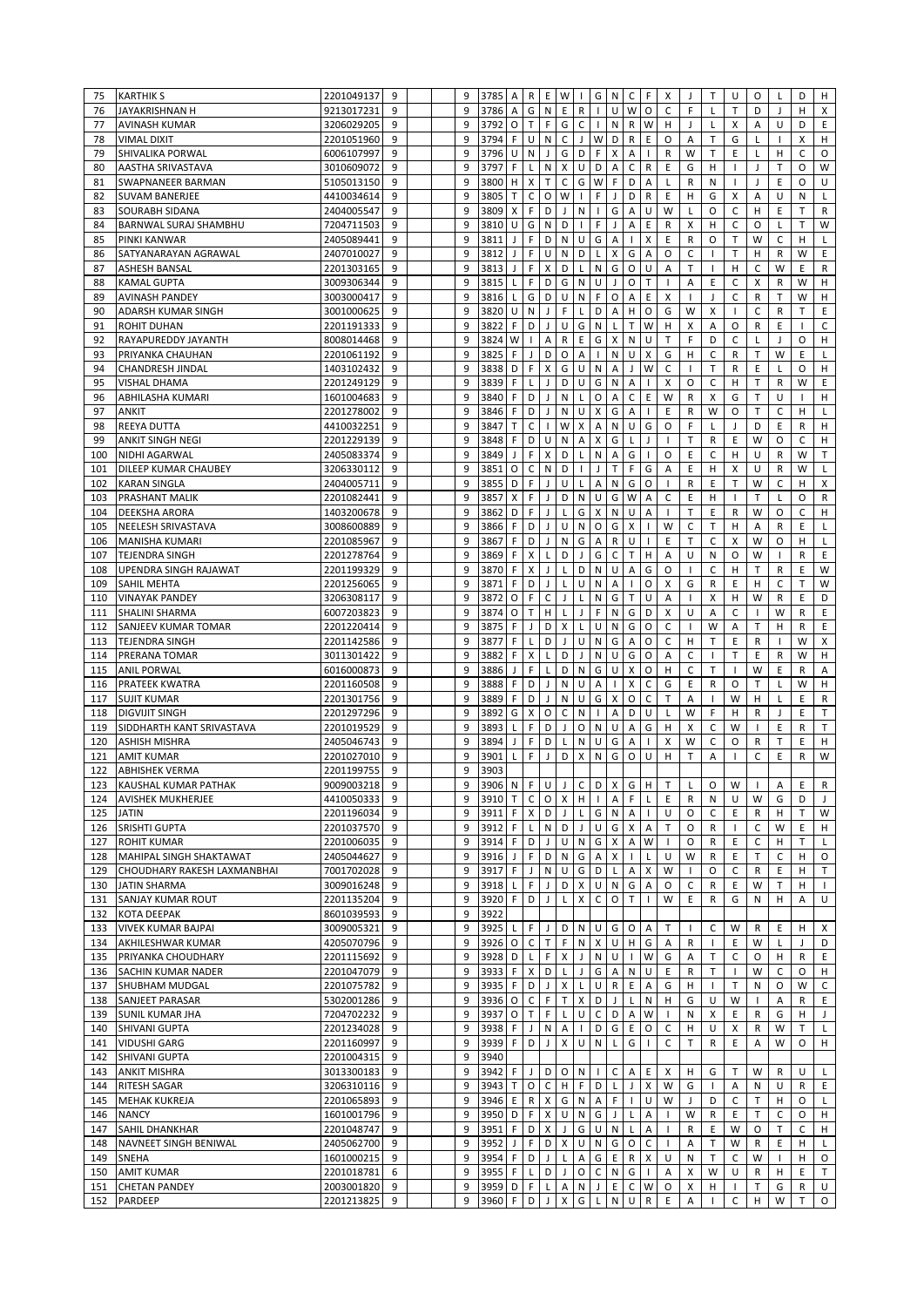| | | | | | | | | | | | | | | | | | | | | | | | | |
|---|---|---|---|---|---|---|---|---|---|---|---|---|---|---|---|---|---|---|---|---|---|---|---|---|
| 75 | KARTHIK S | 2201049137 | 9 | | | 9 | 3785 | A | R | E | W | I | G | N | C | F | X | J | T | U | O | L | D | H |
| 76 | JAYAKRISHNAN H | 9213017231 | 9 | | | 9 | 3786 | A | G | N | E | R | I | U | W | O | C | F | L | T | D | J | H | X |
| 77 | AVINASH KUMAR | 3206029205 | 9 | | | 9 | 3792 | O | T | F | G | C | I | N | R | W | H | J | L | X | A | U | D | E |
| 78 | VIMAL DIXIT | 2201051960 | 9 | | | 9 | 3794 | F | U | N | C | J | W | D | R | E | O | A | T | G | L | I | X | H |
| 79 | SHIVALIKA PORWAL | 6006107997 | 9 | | | 9 | 3796 | U | N | J | G | D | F | X | A | I | R | W | T | E | L | H | C | O |
| 80 | AASTHA SRIVASTAVA | 3010609072 | 9 | | | 9 | 3797 | F | L | N | X | U | D | A | C | R | E | G | H | I | J | T | O | W |
| 81 | SWAPNANEER BARMAN | 5105013150 | 9 | | | 9 | 3800 | H | X | T | C | G | W | F | D | A | L | R | N | I | J | E | O | U |
| 82 | SUVAM BANERJEE | 4410034614 | 9 | | | 9 | 3805 | T | C | O | W | I | F | J | D | R | E | H | G | X | A | U | N | L |
| 83 | SOURABH SIDANA | 2404005547 | 9 | | | 9 | 3809 | X | F | D | J | N | I | G | A | U | W | L | O | C | H | E | T | R |
| 84 | BARNWAL SURAJ SHAMBHU | 7204711503 | 9 | | | 9 | 3810 | U | G | N | D | I | F | J | A | E | R | X | H | C | O | L | T | W |
| 85 | PINKI KANWAR | 2405089441 | 9 | | | 9 | 3811 | J | F | D | N | U | G | A | I | X | E | R | O | T | W | C | H | L |
| 86 | SATYANARAYAN AGRAWAL | 2407010027 | 9 | | | 9 | 3812 | J | F | U | N | D | L | X | G | A | O | C | I | T | H | R | W | E |
| 87 | ASHESH BANSAL | 2201303165 | 9 | | | 9 | 3813 | J | F | X | D | L | N | G | O | U | A | T | I | H | C | W | E | R |
| 88 | KAMAL GUPTA | 3009306344 | 9 | | | 9 | 3815 | L | F | D | G | N | U | J | O | T | I | A | E | C | X | R | W | H |
| 89 | AVINASH PANDEY | 3003000417 | 9 | | | 9 | 3816 | L | G | D | U | N | F | O | A | E | X | I | J | C | R | T | W | H |
| 90 | ADARSH KUMAR SINGH | 3001000625 | 9 | | | 9 | 3820 | U | N | J | F | L | D | A | H | O | G | W | X | I | C | R | T | E |
| 91 | ROHIT DUHAN | 2201191333 | 9 | | | 9 | 3822 | F | D | J | U | G | N | L | T | W | H | X | A | O | R | E | I | C |
| 92 | RAYAPUREDDY JAYANTH | 8008014468 | 9 | | | 9 | 3824 | W | I | A | R | E | G | X | N | U | T | F | D | C | L | J | O | H |
| 93 | PRIYANKA CHAUHAN | 2201061192 | 9 | | | 9 | 3825 | F | J | D | O | A | I | N | U | X | G | H | C | R | T | W | E | L |
| 94 | CHANDRESH JINDAL | 1403102432 | 9 | | | 9 | 3838 | D | F | X | G | U | N | A | J | W | C | I | T | R | E | L | O | H |
| 95 | VISHAL DHAMA | 2201249129 | 9 | | | 9 | 3839 | F | L | J | D | U | G | N | A | I | X | O | C | H | T | R | W | E |
| 96 | ABHILASHA KUMARI | 1601004683 | 9 | | | 9 | 3840 | F | D | J | N | L | O | A | C | E | W | R | X | G | T | U | I | H |
| 97 | ANKIT | 2201278002 | 9 | | | 9 | 3846 | F | D | J | N | U | X | G | A | I | E | R | W | O | T | C | H | L |
| 98 | REEYA DUTTA | 4410032251 | 9 | | | 9 | 3847 | T | C | I | W | X | A | N | U | G | O | F | L | J | D | E | R | H |
| 99 | ANKIT SINGH NEGI | 2201229139 | 9 | | | 9 | 3848 | F | D | U | N | A | X | G | L | J | I | T | R | E | W | O | C | H |
| 100 | NIDHI AGARWAL | 2405083374 | 9 | | | 9 | 3849 | J | F | X | D | L | N | A | G | I | O | E | C | H | U | R | W | T |
| 101 | DILEEP KUMAR CHAUBEY | 3206330112 | 9 | | | 9 | 3851 | O | C | N | D | I | J | T | F | G | A | E | H | X | U | R | W | L |
| 102 | KARAN SINGLA | 2404005711 | 9 | | | 9 | 3855 | D | F | J | U | L | A | N | G | O | I | R | E | T | W | C | H | X |
| 103 | PRASHANT MALIK | 2201082441 | 9 | | | 9 | 3857 | X | F | J | D | N | U | G | W | A | C | E | H | I | T | L | O | R |
| 104 | DEEKSHA ARORA | 1403200678 | 9 | | | 9 | 3862 | D | F | J | L | G | X | N | U | A | I | T | E | R | W | O | C | H |
| 105 | NEELESH SRIVASTAVA | 3008600889 | 9 | | | 9 | 3866 | F | D | J | U | N | O | G | X | I | W | C | T | H | A | R | E | L |
| 106 | MANISHA KUMARI | 2201085967 | 9 | | | 9 | 3867 | F | D | J | N | G | A | R | U | I | E | T | C | X | W | O | H | L |
| 107 | TEJENDRA SINGH | 2201278764 | 9 | | | 9 | 3869 | F | X | L | D | J | G | C | T | H | A | U | N | O | W | I | R | E |
| 108 | UPENDRA SINGH RAJAWAT | 2201199329 | 9 | | | 9 | 3870 | F | X | J | L | D | N | U | A | G | O | I | C | H | T | R | E | W |
| 109 | SAHIL MEHTA | 2201256065 | 9 | | | 9 | 3871 | F | D | J | L | U | N | A | I | O | X | G | R | E | H | C | T | W |
| 110 | VINAYAK PANDEY | 3206308117 | 9 | | | 9 | 3872 | O | F | C | J | L | N | G | T | U | A | I | X | H | W | R | E | D |
| 111 | SHALINI SHARMA | 6007203823 | 9 | | | 9 | 3874 | O | T | H | L | J | F | N | G | D | X | U | A | C | I | W | R | E |
| 112 | SANJEEV KUMAR TOMAR | 2201220414 | 9 | | | 9 | 3875 | F | J | D | X | L | U | N | G | O | C | I | W | A | T | H | R | E |
| 113 | TEJENDRA SINGH | 2201142586 | 9 | | | 9 | 3877 | F | L | D | J | U | N | G | A | O | C | H | T | E | R | I | W | X |
| 114 | PRERANA TOMAR | 3011301422 | 9 | | | 9 | 3882 | F | X | L | D | J | N | U | G | O | A | C | I | T | E | R | W | H |
| 115 | ANIL PORWAL | 6016000873 | 9 | | | 9 | 3886 | J | F | L | D | N | G | U | X | O | H | C | T | I | W | E | R | A |
| 116 | PRATEEK KWATRA | 2201160508 | 9 | | | 9 | 3888 | F | D | J | N | U | A | I | X | C | G | E | R | O | T | L | W | H |
| 117 | SUJIT KUMAR | 2201301756 | 9 | | | 9 | 3889 | F | D | J | N | U | G | X | O | C | T | A | I | W | H | L | E | R |
| 118 | DIGVIJIT SINGH | 2201297296 | 9 | | | 9 | 3892 | G | X | O | C | N | I | A | D | U | L | W | F | H | R | J | E | T |
| 119 | SIDDHARTH KANT SRIVASTAVA | 2201019529 | 9 | | | 9 | 3893 | L | F | D | J | O | N | U | A | G | H | X | C | W | I | E | R | T |
| 120 | ASHISH MISHRA | 2405046743 | 9 | | | 9 | 3894 | J | F | D | L | N | U | G | A | I | X | W | C | O | R | T | E | H |
| 121 | AMIT KUMAR | 2201027010 | 9 | | | 9 | 3901 | L | F | J | D | X | N | G | O | U | H | T | A | I | C | E | R | W |
| 122 | ABHISHEK VERMA | 2201199755 | 9 | | | 9 | 3903 | | | | | | | | | | | | | | | | | |
| 123 | KAUSHAL KUMAR PATHAK | 9009003218 | 9 | | | 9 | 3906 | N | F | U | J | C | D | X | G | H | T | L | O | W | I | A | E | R |
| 124 | AVISHEK MUKHERJEE | 4410050333 | 9 | | | 9 | 3910 | T | C | O | X | H | I | A | F | L | E | R | N | U | W | G | D | J |
| 125 | JATIN | 2201196034 | 9 | | | 9 | 3911 | F | X | D | J | L | G | N | A | I | U | O | C | E | R | H | T | W |
| 126 | SRISHTI GUPTA | 2201037570 | 9 | | | 9 | 3912 | F | L | N | D | J | U | G | X | A | T | O | R | I | C | W | E | H |
| 127 | ROHIT KUMAR | 2201006035 | 9 | | | 9 | 3914 | F | D | J | U | N | G | X | A | W | I | O | R | E | C | H | T | L |
| 128 | MAHIPAL SINGH SHAKTAWAT | 2405044627 | 9 | | | 9 | 3916 | J | F | D | N | G | A | X | I | L | U | W | R | E | T | C | H | O |
| 129 | CHOUDHARY RAKESH LAXMANBHAI | 7001702028 | 9 | | | 9 | 3917 | F | J | N | U | G | D | L | A | X | W | I | O | C | R | E | H | T |
| 130 | JATIN SHARMA | 3009016248 | 9 | | | 9 | 3918 | L | F | J | D | X | U | N | G | A | O | C | R | E | W | T | H | I |
| 131 | SANJAY KUMAR ROUT | 2201135204 | 9 | | | 9 | 3920 | F | D | J | L | X | C | O | T | I | W | E | R | G | N | H | A | U |
| 132 | KOTA DEEPAK | 8601039593 | 9 | | | 9 | 3922 | | | | | | | | | | | | | | | | | |
| 133 | VIVEK KUMAR BAJPAI | 3009005321 | 9 | | | 9 | 3925 | L | F | J | D | N | U | G | O | A | T | I | C | W | R | E | H | X |
| 134 | AKHILESHWAR KUMAR | 4205070796 | 9 | | | 9 | 3926 | O | C | T | F | N | X | U | H | G | A | R | I | E | W | L | J | D |
| 135 | PRIYANKA CHOUDHARY | 2201115692 | 9 | | | 9 | 3928 | D | L | F | X | J | N | U | I | W | G | A | T | C | O | H | R | E |
| 136 | SACHIN KUMAR NADER | 2201047079 | 9 | | | 9 | 3933 | F | X | D | L | J | G | A | N | U | E | R | T | I | W | C | O | H |
| 137 | SHUBHAM MUDGAL | 2201075782 | 9 | | | 9 | 3935 | F | D | J | X | L | U | R | E | A | G | H | I | T | N | O | W | C |
| 138 | SANJEET PARASAR | 5302001286 | 9 | | | 9 | 3936 | O | C | F | T | X | D | J | L | N | H | G | U | W | I | A | R | E |
| 139 | SUNIL KUMAR JHA | 7204702232 | 9 | | | 9 | 3937 | O | T | F | L | U | C | D | A | W | I | N | X | E | R | G | H | J |
| 140 | SHIVANI GUPTA | 2201234028 | 9 | | | 9 | 3938 | F | J | N | A | I | D | G | E | O | C | H | U | X | R | W | T | L |
| 141 | VIDUSHI GARG | 2201160997 | 9 | | | 9 | 3939 | F | D | J | X | U | N | L | G | I | C | T | R | E | A | W | O | H |
| 142 | SHIVANI GUPTA | 2201004315 | 9 | | | 9 | 3940 | | | | | | | | | | | | | | | | | |
| 143 | ANKIT MISHRA | 3013300183 | 9 | | | 9 | 3942 | F | J | D | O | N | I | C | A | E | X | H | G | T | W | R | U | L |
| 144 | RITESH SAGAR | 3206310116 | 9 | | | 9 | 3943 | T | O | C | H | F | D | L | J | X | W | G | I | A | N | U | R | E |
| 145 | MEHAK KUKREJA | 2201065893 | 9 | | | 9 | 3946 | E | R | X | G | N | A | F | I | U | W | J | D | C | T | H | O | L |
| 146 | NANCY | 1601001796 | 9 | | | 9 | 3950 | D | F | X | U | N | G | J | L | A | I | W | R | E | T | C | O | H |
| 147 | SAHIL DHANKHAR | 2201048747 | 9 | | | 9 | 3951 | F | D | X | J | G | U | N | L | A | I | R | E | W | O | T | C | H |
| 148 | NAVNEET SINGH BENIWAL | 2405062700 | 9 | | | 9 | 3952 | J | F | D | X | U | N | G | O | C | I | A | T | W | R | E | H | L |
| 149 | SNEHA | 1601000215 | 9 | | | 9 | 3954 | F | D | J | L | A | G | E | R | X | U | N | T | C | W | I | H | O |
| 150 | AMIT KUMAR | 2201018781 | 6 | | | 9 | 3955 | F | L | D | J | O | C | N | G | I | A | X | W | U | R | H | E | T |
| 151 | CHETAN PANDEY | 2003001820 | 9 | | | 9 | 3959 | D | F | L | A | N | J | E | C | W | O | X | H | I | T | G | R | U |
| 152 | PARDEEP | 2201213825 | 9 | | | 9 | 3960 | F | D | J | X | G | L | N | U | R | E | A | I | C | H | W | T | O |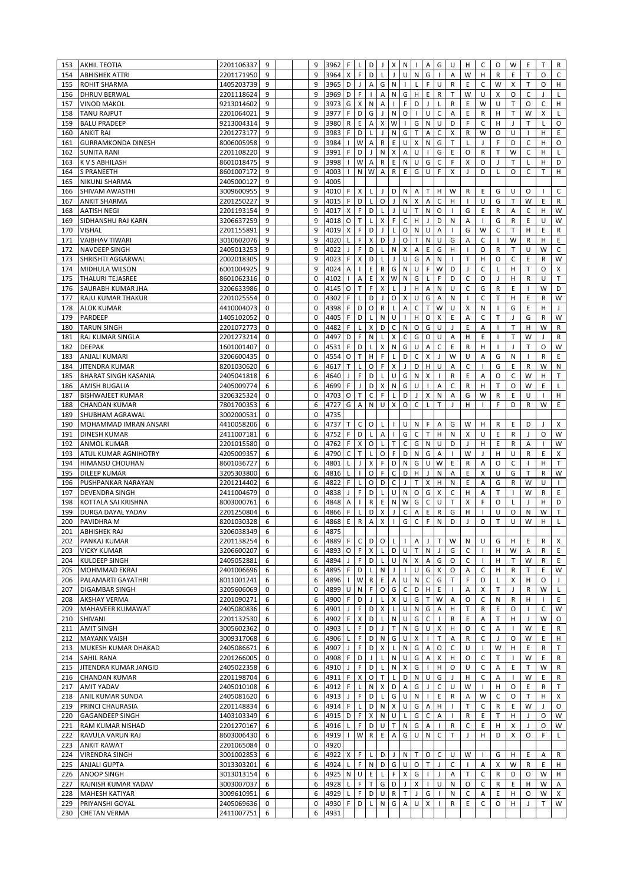| | | | | | | | | | | | | | | | | | | | | | | | | |
|---|---|---|---|---|---|---|---|---|---|---|---|---|---|---|---|---|---|---|---|---|---|---|---|---|
| 153 | AKHIL TEOTIA | 2201106337 | 9 | | | 9 | 3962 | F | L | D | J | X | N | I | A | G | U | H | C | O | W | E | T | R |
| 154 | ABHISHEK ATTRI | 2201171950 | 9 | | | 9 | 3964 | X | F | D | L | J | U | N | G | I | A | W | H | R | E | T | O | C |
| 155 | ROHIT SHARMA | 1405203739 | 9 | | | 9 | 3965 | D | J | A | G | N | I | L | F | U | R | E | C | W | X | T | O | H |
| 156 | DHRUV BERWAL | 2201118624 | 9 | | | 9 | 3969 | D | F | I | A | N | G | H | E | R | T | W | U | X | O | C | J | L |
| 157 | VINOD MAKOL | 9213014602 | 9 | | | 9 | 3973 | G | X | N | A | I | F | D | J | L | R | E | W | U | T | O | C | H |
| 158 | TANU RAJPUT | 2201064021 | 9 | | | 9 | 3977 | F | D | G | J | N | O | I | U | C | A | E | R | H | T | W | X | L |
| 159 | BALU PRADEEP | 9213004314 | 9 | | | 9 | 3980 | R | E | A | X | W | I | G | N | U | D | F | C | H | J | T | L | O |
| 160 | ANKIT RAI | 2201273177 | 9 | | | 9 | 3983 | F | D | L | J | N | G | T | A | C | X | R | W | O | U | I | H | E |
| 161 | GURRAMKONDA DINESH | 8006005958 | 9 | | | 9 | 3984 | I | W | A | R | E | U | X | N | G | T | L | J | F | D | C | H | O |
| 162 | SUNITA RANI | 2201108220 | 9 | | | 9 | 3991 | F | D | J | N | X | A | U | I | G | E | O | R | T | W | C | H | L |
| 163 | K V S ABHILASH | 8601018475 | 9 | | | 9 | 3998 | I | W | A | R | E | N | U | G | C | F | X | O | J | T | L | H | D |
| 164 | S PRANEETH | 8601007172 | 9 | | | 9 | 4003 | I | N | W | A | R | E | G | U | F | X | J | D | L | O | C | T | H |
| 165 | NIKUNJ SHARMA | 2405000127 | 9 | | | 9 | 4005 | | | | | | | | | | | | | | | | | |
| 166 | SHIVAM AWASTHI | 3009600955 | 9 | | | 9 | 4010 | F | X | L | J | D | N | A | T | H | W | R | E | G | U | O | I | C |
| 167 | ANKIT SHARMA | 2201250227 | 9 | | | 9 | 4015 | F | D | L | O | J | N | X | A | C | H | I | U | G | T | W | E | R |
| 168 | AATISH NEGI | 2201193154 | 9 | | | 9 | 4017 | X | F | D | L | J | U | T | N | O | I | G | E | R | A | C | H | W |
| 169 | SIDHANSHU RAJ KARN | 3206637259 | 9 | | | 9 | 4018 | O | T | L | X | F | C | H | J | D | N | A | I | G | R | E | U | W |
| 170 | VISHAL | 2201155891 | 9 | | | 9 | 4019 | X | F | D | J | L | O | N | U | A | I | G | W | C | T | H | E | R |
| 171 | VAIBHAV TIWARI | 3010602076 | 9 | | | 9 | 4020 | L | F | X | D | J | O | T | N | U | G | A | C | I | W | R | H | E |
| 172 | NAVDEEP SINGH | 2405013253 | 9 | | | 9 | 4022 | J | F | D | L | N | X | A | E | G | H | I | O | R | T | U | W | C |
| 173 | SHRISHTI AGGARWAL | 2002018305 | 9 | | | 9 | 4023 | F | X | D | L | J | U | G | A | N | I | T | H | O | C | E | R | W |
| 174 | MIDHULA WILSON | 6001004925 | 9 | | | 9 | 4024 | A | I | E | R | G | N | U | F | W | D | J | C | L | H | T | O | X |
| 175 | THALURI TEJASREE | 8601062316 | 0 | | | 0 | 4102 | I | A | E | X | W | N | G | L | F | D | C | O | J | H | R | U | T |
| 176 | SAURABH KUMAR JHA | 3206633986 | 0 | | | 0 | 4145 | O | T | F | X | L | J | H | A | N | U | C | G | R | E | I | W | D |
| 177 | RAJU KUMAR THAKUR | 2201025554 | 0 | | | 0 | 4302 | F | L | D | J | O | X | U | G | A | N | I | C | T | H | E | R | W |
| 178 | ALOK KUMAR | 4410004073 | 0 | | | 0 | 4398 | F | D | O | R | L | A | C | T | W | U | X | N | I | G | E | H | J |
| 179 | PARDEEP | 1405102052 | 0 | | | 0 | 4405 | F | D | L | N | U | I | H | O | X | E | A | C | T | J | G | R | W |
| 180 | TARUN SINGH | 2201072773 | 0 | | | 0 | 4482 | F | L | X | D | C | N | O | G | U | J | E | A | I | T | H | W | R |
| 181 | RAJ KUMAR SINGLA | 2201273214 | 0 | | | 0 | 4497 | D | F | N | L | X | C | G | O | U | A | H | E | I | T | W | J | R |
| 182 | DEEPAK | 1601001407 | 0 | | | 0 | 4531 | F | D | L | X | N | G | U | A | C | E | R | H | I | J | T | O | W |
| 183 | ANJALI KUMARI | 3206600435 | 0 | | | 0 | 4554 | O | T | H | F | L | D | C | X | J | W | U | A | G | N | I | R | E |
| 184 | JITENDRA KUMAR | 8201030620 | 6 | | | 6 | 4617 | T | L | O | F | X | J | D | H | U | A | C | I | G | E | R | W | N |
| 185 | BHARAT SINGH KASANIA | 2405041818 | 6 | | | 6 | 4640 | J | F | D | L | U | G | N | X | I | R | E | A | O | C | W | H | T |
| 186 | AMISH BUGALIA | 2405009774 | 6 | | | 6 | 4699 | F | J | D | X | N | G | U | I | A | C | R | H | T | O | W | E | L |
| 187 | BISHWAJEET KUMAR | 3206325324 | 0 | | | 0 | 4703 | O | T | C | F | L | D | J | X | N | A | G | W | R | E | U | I | H |
| 188 | CHANDAN KUMAR | 7801700353 | 6 | | | 6 | 4727 | G | A | N | U | X | O | C | L | T | J | H | I | F | D | R | W | E |
| 189 | SHUBHAM AGRAWAL | 3002000531 | 0 | | | 0 | 4735 | | | | | | | | | | | | | | | | | |
| 190 | MOHAMMAD IMRAN ANSARI | 4410058206 | 6 | | | 6 | 4737 | T | C | O | L | I | U | N | F | A | G | W | H | R | E | D | J | X |
| 191 | DINESH KUMAR | 2411007181 | 6 | | | 6 | 4752 | F | D | L | A | I | G | C | T | H | N | X | U | E | R | J | O | W |
| 192 | ANMOL KUMAR | 2201015580 | 0 | | | 0 | 4762 | F | X | O | L | T | C | G | N | U | D | J | H | E | R | A | I | W |
| 193 | ATUL KUMAR AGNIHOTRY | 4205009357 | 6 | | | 6 | 4790 | C | T | L | O | F | D | N | G | A | I | W | J | H | U | R | E | X |
| 194 | HIMANSU CHOUHAN | 8601036727 | 6 | | | 6 | 4801 | L | J | X | F | D | N | G | U | W | E | R | A | O | C | I | H | T |
| 195 | DILEEP KUMAR | 3205303800 | 6 | | | 6 | 4816 | L | I | O | F | C | D | H | J | N | A | E | X | U | G | T | R | W |
| 196 | PUSHPANKAR NARAYAN | 2201214402 | 6 | | | 6 | 4822 | F | L | O | D | C | J | T | X | H | N | E | A | G | R | W | U | I |
| 197 | DEVENDRA SINGH | 2411004679 | 0 | | | 0 | 4838 | J | F | D | L | U | N | O | G | X | C | H | A | T | I | W | R | E |
| 198 | KOTTALA SAI KRISHNA | 8003000761 | 6 | | | 6 | 4848 | A | I | R | E | N | W | G | C | U | T | X | F | O | L | J | H | D |
| 199 | DURGA DAYAL YADAV | 2201250804 | 6 | | | 6 | 4866 | F | L | D | X | J | C | A | E | R | G | H | I | U | O | N | W | T |
| 200 | PAVIDHRA M | 8201030328 | 6 | | | 6 | 4868 | E | R | A | X | I | G | C | F | N | D | J | O | T | U | W | H | L |
| 201 | ABHISHEK RAI | 3206038349 | 6 | | | 6 | 4875 | | | | | | | | | | | | | | | | | |
| 202 | PANKAJ KUMAR | 2201138254 | 6 | | | 6 | 4889 | F | C | D | O | L | I | A | J | T | W | N | U | G | H | E | R | X |
| 203 | VICKY KUMAR | 3206600207 | 6 | | | 6 | 4893 | O | F | X | L | D | U | T | N | J | G | C | I | H | W | A | R | E |
| 204 | KULDEEP SINGH | 2405052881 | 6 | | | 6 | 4894 | J | F | D | L | U | N | X | A | G | O | C | I | H | T | W | R | E |
| 205 | MOHMMAD EKRAJ | 2401006696 | 6 | | | 6 | 4895 | F | D | L | N | J | I | U | G | X | O | A | C | H | R | T | E | W |
| 206 | PALAMARTI GAYATHRI | 8011001241 | 6 | | | 6 | 4896 | I | W | R | E | A | U | N | C | G | T | F | D | L | X | H | O | J |
| 207 | DIGAMBAR SINGH | 3205606069 | 0 | | | 0 | 4899 | U | N | F | O | G | C | D | H | E | I | A | X | T | J | R | W | L |
| 208 | AKSHAY VERMA | 2201090271 | 6 | | | 6 | 4900 | F | D | J | L | X | U | G | T | W | A | O | C | N | R | H | I | E |
| 209 | MAHAVEER KUMAWAT | 2405080836 | 6 | | | 6 | 4901 | J | F | D | X | L | U | N | G | A | H | T | R | E | O | I | C | W |
| 210 | SHIVANI | 2201132530 | 6 | | | 6 | 4902 | F | X | D | L | N | U | G | C | I | R | E | A | T | H | J | W | O |
| 211 | AMIT SINGH | 3005602362 | 0 | | | 0 | 4903 | L | F | D | J | T | N | G | U | X | H | O | C | A | I | W | E | R |
| 212 | MAYANK VAISH | 3009317068 | 6 | | | 6 | 4906 | L | F | D | N | G | U | X | I | T | A | R | C | J | O | W | E | H |
| 213 | MUKESH KUMAR DHAKAD | 2405086671 | 6 | | | 6 | 4907 | J | F | D | X | L | N | G | A | O | C | U | I | W | H | E | R | T |
| 214 | SAHIL RANA | 2201266005 | 0 | | | 0 | 4908 | F | D | J | L | N | U | G | A | X | H | O | C | T | I | W | E | R |
| 215 | JITENDRA KUMAR JANGID | 2405022358 | 6 | | | 6 | 4910 | J | F | D | L | N | X | G | I | H | O | U | C | A | E | T | W | R |
| 216 | CHANDAN KUMAR | 2201198704 | 6 | | | 6 | 4911 | F | X | O | T | L | D | N | U | G | J | H | C | A | I | W | E | R |
| 217 | AMIT YADAV | 2405010108 | 6 | | | 6 | 4912 | F | L | N | X | D | A | G | J | C | U | W | I | H | O | E | R | T |
| 218 | ANIL KUMAR SUNDA | 2405081620 | 6 | | | 6 | 4913 | J | F | D | L | G | U | N | I | E | R | A | W | C | O | T | H | X |
| 219 | PRINCI CHAURASIA | 2201148834 | 6 | | | 6 | 4914 | F | L | D | N | X | U | G | A | H | I | T | C | R | E | W | J | O |
| 220 | GAGANDEEP SINGH | 1403103349 | 6 | | | 6 | 4915 | D | F | X | N | U | L | G | C | A | I | R | E | T | H | J | O | W |
| 221 | RAM KUMAR NISHAD | 2201270167 | 6 | | | 6 | 4916 | L | F | D | U | T | N | G | A | I | R | C | E | H | X | J | O | W |
| 222 | RAVULA VARUN RAJ | 8603006430 | 6 | | | 6 | 4919 | I | W | R | E | A | G | U | N | C | T | J | H | D | X | O | F | L |
| 223 | ANKIT RAWAT | 2201065084 | 0 | | | 0 | 4920 | | | | | | | | | | | | | | | | | |
| 224 | VIRENDRA SINGH | 3001002853 | 6 | | | 6 | 4922 | X | F | L | D | J | N | T | O | C | U | W | I | G | H | E | A | R |
| 225 | ANJALI GUPTA | 3013303201 | 6 | | | 6 | 4924 | L | F | N | D | G | U | O | T | J | C | I | A | X | W | R | E | H |
| 226 | ANOOP SINGH | 3013103154 | 6 | | | 6 | 4925 | N | U | E | L | F | X | G | I | J | A | T | C | R | D | O | W | H |
| 227 | RAJNISH KUMAR YADAV | 3003007037 | 6 | | | 6 | 4928 | L | F | T | G | D | J | X | I | U | N | O | C | R | E | H | W | A |
| 228 | MAHESH KATIYAR | 3009610951 | 6 | | | 6 | 4929 | L | F | D | U | R | T | J | G | I | N | C | A | E | H | O | W | X |
| 229 | PRIYANSHI GOYAL | 2405069636 | 0 | | | 0 | 4930 | F | D | L | N | G | A | U | X | I | R | E | C | O | H | J | T | W |
| 230 | CHETAN VERMA | 2411007751 | 6 | | | 6 | 4931 | | | | | | | | | | | | | | | | | |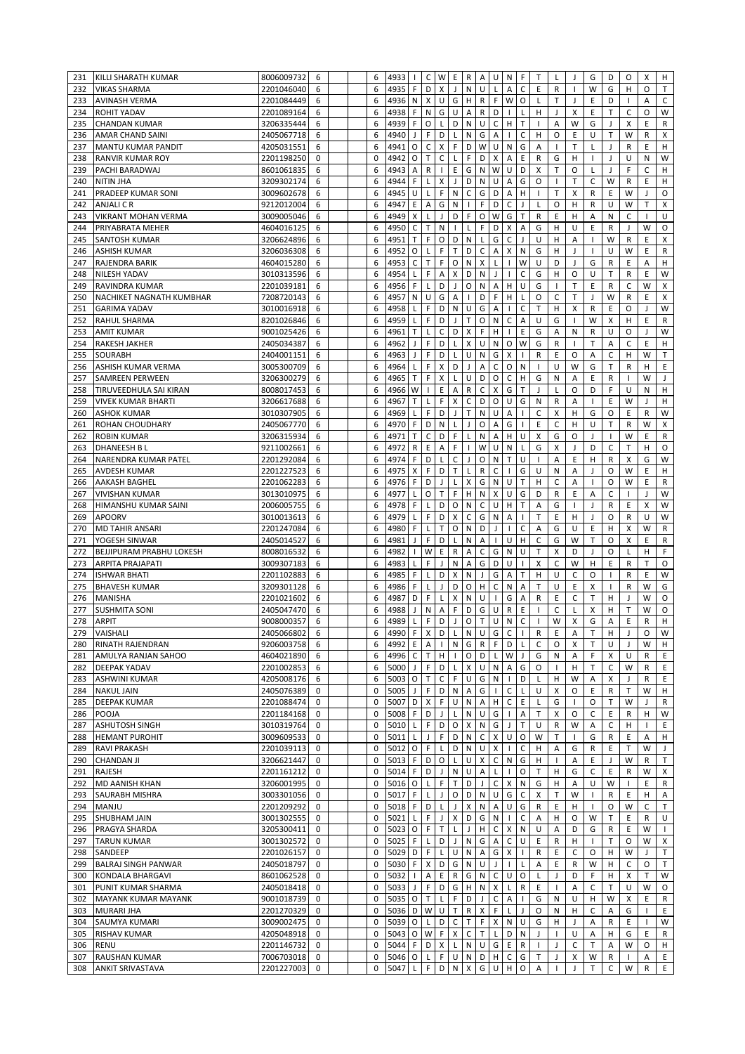| 231 | KILLI SHARATH KUMAR | 8006009732 | 6 | | 6 | 4933 | I | C | W | E | R | A | U | N | F | T | L | J | G | D | O | X | H |
|---|---|---|---|---|---|---|---|---|---|---|---|---|---|---|---|---|---|---|---|---|---|---|---|
| 232 | VIKAS SHARMA | 2201046040 | 6 | | 6 | 4935 | F | D | X | J | N | U | L | A | C | E | R | I | W | G | H | O | T |
| 233 | AVINASH VERMA | 2201084449 | 6 | | 6 | 4936 | N | X | U | G | H | R | F | W | O | L | T | J | E | D | I | A | C |
| 234 | ROHIT YADAV | 2201089164 | 6 | | 6 | 4938 | F | N | G | U | A | R | D | I | L | H | J | X | E | T | C | O | W |
| 235 | CHANDAN KUMAR | 3206335444 | 6 | | 6 | 4939 | F | O | L | D | N | U | C | H | T | I | A | W | G | J | X | E | R |
| 236 | AMAR CHAND SAINI | 2405067718 | 6 | | 6 | 4940 | J | F | D | L | N | G | A | I | C | H | O | E | U | T | W | R | X |
| 237 | MANTU KUMAR PANDIT | 4205031551 | 6 | | 6 | 4941 | O | C | X | F | D | W | U | N | G | A | I | T | L | J | R | E | H |
| 238 | RANVIR KUMAR ROY | 2201198250 | 0 | | 0 | 4942 | O | T | C | L | F | D | X | A | E | R | G | H | I | J | U | N | W |
| 239 | PACHI BARADWAJ | 8601061835 | 6 | | 6 | 4943 | A | R | I | E | G | N | W | U | D | X | T | O | L | J | F | C | H |
| 240 | NITIN JHA | 3209302174 | 6 | | 6 | 4944 | F | L | X | J | D | N | U | A | G | O | I | T | C | W | R | E | H |
| 241 | PRADEEP KUMAR SONI | 3009602678 | 6 | | 6 | 4945 | U | L | F | N | C | G | D | A | H | I | T | X | R | E | W | J | O |
| 242 | ANJALI C R | 9212012004 | 6 | | 6 | 4947 | E | A | G | N | I | F | D | C | J | L | O | H | R | U | W | T | X |
| 243 | VIKRANT MOHAN VERMA | 3009005046 | 6 | | 6 | 4949 | X | L | J | D | F | O | W | G | T | R | E | H | A | N | C | I | U |
| 244 | PRIYABRATA MEHER | 4604016125 | 6 | | 6 | 4950 | C | T | N | I | L | F | D | X | A | G | H | U | E | R | J | W | O |
| 245 | SANTOSH KUMAR | 3206624896 | 6 | | 6 | 4951 | T | F | O | D | N | L | G | C | J | U | H | A | I | W | R | E | X |
| 246 | ASHISH KUMAR | 3206636308 | 6 | | 6 | 4952 | O | L | F | T | D | C | A | X | N | G | H | J | I | U | W | E | R |
| 247 | RAJENDRA BARIK | 4604015280 | 6 | | 6 | 4953 | C | T | F | O | N | X | L | I | W | U | D | J | G | R | E | A | H |
| 248 | NILESH YADAV | 3010313596 | 6 | | 6 | 4954 | L | F | A | X | D | N | J | I | C | G | H | O | U | T | R | E | W |
| 249 | RAVINDRA KUMAR | 2201039181 | 6 | | 6 | 4956 | F | L | D | J | O | N | A | H | U | G | I | T | E | R | C | W | X |
| 250 | NACHIKET NAGNATH KUMBHAR | 7208720143 | 6 | | 6 | 4957 | N | U | G | A | I | D | F | H | L | O | C | T | J | W | R | E | X |
| 251 | GARIMA YADAV | 3010016918 | 6 | | 6 | 4958 | L | F | D | N | U | G | A | I | C | T | H | X | R | E | O | J | W |
| 252 | RAHUL SHARMA | 8201026846 | 6 | | 6 | 4959 | L | F | D | J | T | O | N | C | A | U | G | I | W | X | H | E | R |
| 253 | AMIT KUMAR | 9001025426 | 6 | | 6 | 4961 | T | L | C | D | X | F | H | I | E | G | A | N | R | U | O | J | W |
| 254 | RAKESH JAKHER | 2405034387 | 6 | | 6 | 4962 | J | F | D | L | X | U | N | O | W | G | R | I | T | A | C | E | H |
| 255 | SOURABH | 2404001151 | 6 | | 6 | 4963 | J | F | D | L | U | N | G | X | I | R | E | O | A | C | H | W | T |
| 256 | ASHISH KUMAR VERMA | 3005300709 | 6 | | 6 | 4964 | L | F | X | D | J | A | C | O | N | I | U | W | G | T | R | H | E |
| 257 | SAMREEN PERWEEN | 3206300279 | 6 | | 6 | 4965 | T | F | X | L | U | D | O | C | H | G | N | A | E | R | I | W | J |
| 258 | TIRUVEEDHULA SAI KIRAN | 8008017453 | 6 | | 6 | 4966 | W | I | E | A | R | C | X | G | T | J | L | O | D | F | U | N | H |
| 259 | VIVEK KUMAR BHARTI | 3206617688 | 6 | | 6 | 4967 | T | L | F | X | C | D | O | U | G | N | R | A | I | E | W | J | H |
| 260 | ASHOK KUMAR | 3010307905 | 6 | | 6 | 4969 | L | F | D | J | T | N | U | A | I | C | X | H | G | O | E | R | W |
| 261 | ROHAN CHOUDHARY | 2405067770 | 6 | | 6 | 4970 | F | D | N | L | J | O | A | G | I | E | C | H | U | T | R | W | X |
| 262 | ROBIN KUMAR | 3206315934 | 6 | | 6 | 4971 | T | C | D | F | L | N | A | H | U | X | G | O | J | I | W | E | R |
| 263 | DHANEESH B L | 9211002661 | 6 | | 6 | 4972 | R | E | A | F | I | W | U | N | L | G | X | J | D | C | T | H | O |
| 264 | NARENDRA KUMAR PATEL | 2201292084 | 6 | | 6 | 4974 | F | D | L | C | J | O | N | T | U | I | A | E | H | R | X | G | W |
| 265 | AVDESH KUMAR | 2201227523 | 6 | | 6 | 4975 | X | F | D | T | L | R | C | I | G | U | N | A | J | O | W | E | H |
| 266 | AAKASH BAGHEL | 2201062283 | 6 | | 6 | 4976 | F | D | J | L | X | G | N | U | T | H | C | A | I | O | W | E | R |
| 267 | VIVISHAN KUMAR | 3013010975 | 6 | | 6 | 4977 | L | O | T | F | H | N | X | U | G | D | R | E | A | C | I | J | W |
| 268 | HIMANSHU KUMAR SAINI | 2006005755 | 6 | | 6 | 4978 | F | L | D | O | N | C | U | H | T | A | G | I | J | R | E | X | W |
| 269 | APOORV | 3010013613 | 6 | | 6 | 4979 | L | F | D | X | C | G | N | A | I | T | E | H | J | O | R | U | W |
| 270 | MD TAHIR ANSARI | 2201247084 | 6 | | 6 | 4980 | F | L | T | O | N | D | J | I | C | A | G | U | E | H | X | W | R |
| 271 | YOGESH SINWAR | 2405014527 | 6 | | 6 | 4981 | J | F | D | L | N | A | I | U | H | C | G | W | T | O | X | E | R |
| 272 | BEJJIPURAM PRABHU LOKESH | 8008016532 | 6 | | 6 | 4982 | I | W | E | R | A | C | G | N | U | T | X | D | J | O | L | H | F |
| 273 | ARPITA PRAJAPATI | 3009307183 | 6 | | 6 | 4983 | L | F | J | N | A | G | D | U | I | X | C | W | H | E | R | T | O |
| 274 | ISHWAR BHATI | 2201102883 | 6 | | 6 | 4985 | F | L | D | X | N | J | G | A | T | H | U | C | O | I | R | E | W |
| 275 | BHAVESH KUMAR | 3209301128 | 6 | | 6 | 4986 | F | L | J | D | O | H | C | N | A | T | U | E | X | I | R | W | G |
| 276 | MANISHA | 2201021602 | 6 | | 6 | 4987 | D | F | L | X | N | U | I | G | A | R | E | C | T | H | J | W | O |
| 277 | SUSHMITA SONI | 2405047470 | 6 | | 6 | 4988 | J | N | A | F | D | G | U | R | E | I | C | L | X | H | T | W | O |
| 278 | ARPIT | 9008000357 | 6 | | 6 | 4989 | L | F | D | J | O | T | U | N | C | I | W | X | G | A | E | R | H |
| 279 | VAISHALI | 2405066802 | 6 | | 6 | 4990 | F | X | D | L | N | U | G | C | I | R | E | A | T | H | J | O | W |
| 280 | RINATH RAJENDRAN | 9206003758 | 6 | | 6 | 4992 | E | A | I | N | G | R | F | D | L | C | O | X | T | U | J | W | H |
| 281 | AMULYA RANJAN SAHOO | 4604021890 | 6 | | 6 | 4996 | C | T | H | I | O | D | L | W | J | G | N | A | F | X | U | R | E |
| 282 | DEEPAK YADAV | 2201002853 | 6 | | 6 | 5000 | J | F | D | L | X | U | N | A | G | O | I | H | T | C | W | R | E |
| 283 | ASHWINI KUMAR | 4205008176 | 6 | | 6 | 5003 | O | T | C | F | U | G | N | I | D | L | H | W | A | X | J | R | E |
| 284 | NAKUL JAIN | 2405076389 | 0 | | 0 | 5005 | J | F | D | N | A | G | I | C | L | U | X | O | E | R | T | W | H |
| 285 | DEEPAK KUMAR | 2201088474 | 0 | | 0 | 5007 | D | X | F | U | N | A | H | C | E | L | G | I | O | T | W | J | R |
| 286 | POOJA | 2201184168 | 0 | | 0 | 5008 | F | D | J | L | N | U | G | I | A | T | X | O | C | E | R | H | W |
| 287 | ASHUTOSH SINGH | 3010319764 | 0 | | 0 | 5010 | L | F | D | O | X | N | G | J | T | U | R | W | A | C | H | I | E |
| 288 | HEMANT PUROHIT | 3009609533 | 0 | | 0 | 5011 | L | J | F | D | N | C | X | U | O | W | T | I | G | R | E | A | H |
| 289 | RAVI PRAKASH | 2201039113 | 0 | | 0 | 5012 | O | F | L | D | N | U | X | I | C | H | A | G | R | E | T | W | J |
| 290 | CHANDAN JI | 3206621447 | 0 | | 0 | 5013 | F | D | O | L | U | X | C | N | G | H | I | A | E | J | W | R | T |
| 291 | RAJESH | 2201161212 | 0 | | 0 | 5014 | F | D | J | N | U | A | L | I | O | T | H | G | C | E | R | W | X |
| 292 | MD AANISH KHAN | 3206001995 | 0 | | 0 | 5016 | O | L | F | T | D | J | C | X | N | G | H | A | U | W | I | E | R |
| 293 | SAURABH MISHRA | 3003301056 | 0 | | 0 | 5017 | F | L | J | O | D | N | U | G | C | X | T | W | I | R | E | H | A |
| 294 | MANJU | 2201209292 | 0 | | 0 | 5018 | F | D | L | J | X | N | A | U | G | R | E | H | I | O | W | C | T |
| 295 | SHUBHAM JAIN | 3001302555 | 0 | | 0 | 5021 | L | F | J | X | D | G | N | I | C | A | H | O | W | T | E | R | U |
| 296 | PRAGYA SHARDA | 3205300411 | 0 | | 0 | 5023 | O | F | T | L | J | H | C | X | N | U | A | D | G | R | E | W | I |
| 297 | TARUN KUMAR | 3001302572 | 0 | | 0 | 5025 | F | L | D | J | N | G | A | C | U | E | R | H | I | T | O | W | X |
| 298 | SANDEEP | 2201026157 | 0 | | 0 | 5029 | D | F | L | U | N | A | G | X | I | R | E | C | O | H | W | J | T |
| 299 | BALRAJ SINGH PANWAR | 2405018797 | 0 | | 0 | 5030 | F | X | D | G | N | U | J | I | L | A | E | R | W | H | C | O | T |
| 300 | KONDALA BHARGAVI | 8601062528 | 0 | | 0 | 5032 | I | A | E | R | G | N | C | U | O | L | J | D | F | H | X | T | W |
| 301 | PUNIT KUMAR SHARMA | 2405018418 | 0 | | 0 | 5033 | J | F | D | G | H | N | X | L | R | E | I | A | C | T | U | W | O |
| 302 | MAYANK KUMAR MAYANK | 9001018739 | 0 | | 0 | 5035 | O | T | L | F | D | J | C | A | I | G | N | U | H | W | X | E | R |
| 303 | MURARI JHA | 2201270329 | 0 | | 0 | 5036 | D | W | U | T | R | X | F | L | J | O | N | H | C | A | G | I | E |
| 304 | SAUMYA KUMARI | 3009002475 | 0 | | 0 | 5039 | O | L | D | C | T | F | X | N | U | G | H | J | A | R | E | I | W |
| 305 | RISHAV KUMAR | 4205048918 | 0 | | 0 | 5043 | O | W | F | X | C | T | L | D | N | J | I | U | A | H | G | E | R |
| 306 | RENU | 2201146732 | 0 | | 0 | 5044 | F | D | X | L | N | U | G | E | R | I | J | C | T | A | W | O | H |
| 307 | RAUSHAN KUMAR | 7006703018 | 0 | | 0 | 5046 | O | L | F | U | N | D | H | C | G | T | J | X | W | R | I | A | E |
| 308 | ANKIT SRIVASTAVA | 2201227003 | 0 | | 0 | 5047 | L | F | D | N | X | G | U | H | O | A | I | J | T | C | W | R | E |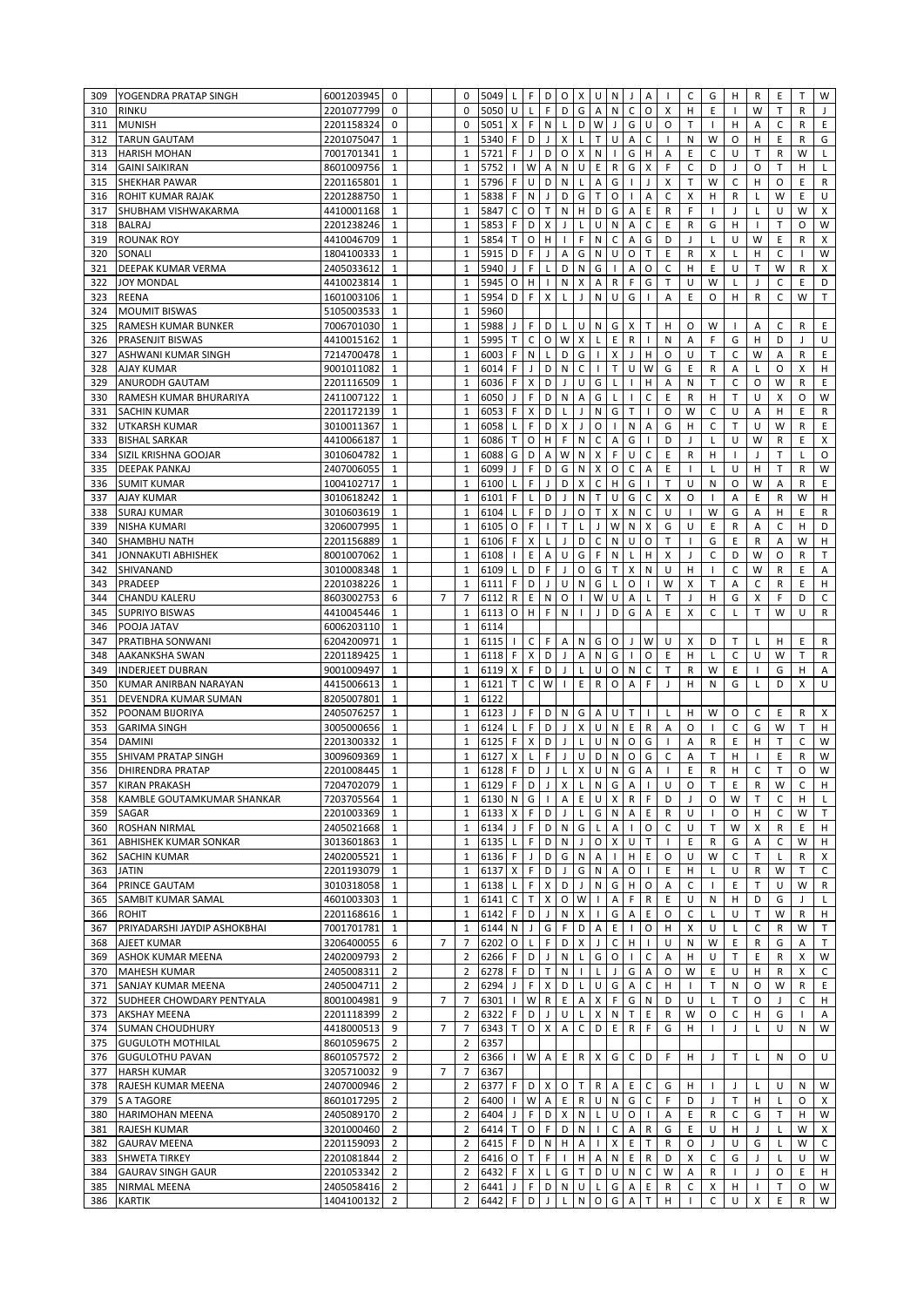| 309 | YOGENDRA PRATAP SINGH | 6001203945 | 0 | | 0 | 5049 | L | F | D | O | X | U | N | J | A | I | C | G | H | R | E | T | W |
|---|---|---|---|---|---|---|---|---|---|---|---|---|---|---|---|---|---|---|---|---|---|---|---|
| 310 | RINKU | 2201077799 | 0 | | 0 | 5050 | U | L | F | D | G | A | N | C | O | X | H | E | I | W | T | R | J |
| 311 | MUNISH | 2201158324 | 0 | | 0 | 5051 | X | F | N | L | D | W | J | G | U | O | T | I | H | A | C | R | E |
| 312 | TARUN GAUTAM | 2201075047 | 1 | | 1 | 5340 | F | D | J | X | L | T | U | A | C | I | N | W | O | H | E | R | G |
| 313 | HARISH MOHAN | 7001701341 | 1 | | 1 | 5721 | F | J | D | O | X | N | I | G | H | A | E | C | U | T | R | W | L |
| 314 | GAINI SAIKIRAN | 8601009756 | 1 | | 1 | 5752 | I | W | A | N | U | E | R | G | X | F | C | D | J | O | T | H | L |
| 315 | SHEKHAR PAWAR | 2201165801 | 1 | | 1 | 5796 | F | U | D | N | L | A | G | I | J | X | T | W | C | H | O | E | R |
| 316 | ROHIT KUMAR RAJAK | 2201288750 | 1 | | 1 | 5838 | F | N | J | D | G | T | O | I | A | C | X | H | R | L | W | E | U |
| 317 | SHUBHAM VISHWAKARMA | 4410001168 | 1 | | 1 | 5847 | C | O | T | N | H | D | G | A | E | R | F | I | J | L | U | W | X |
| 318 | BALRAJ | 2201238246 | 1 | | 1 | 5853 | F | D | X | J | L | U | N | A | C | E | R | G | H | I | T | O | W |
| 319 | ROUNAK ROY | 4410046709 | 1 | | 1 | 5854 | T | O | H | I | F | N | C | A | G | D | J | L | U | W | E | R | X |
| 320 | SONALI | 1804100333 | 1 | | 1 | 5915 | D | F | J | A | G | N | U | O | T | E | R | X | L | H | C | I | W |
| 321 | DEEPAK KUMAR VERMA | 2405033612 | 1 | | 1 | 5940 | J | F | L | D | N | G | I | A | O | C | H | E | U | T | W | R | X |
| 322 | JOY MONDAL | 4410023814 | 1 | | 1 | 5945 | O | H | I | N | X | A | R | F | G | T | U | W | L | J | C | E | D |
| 323 | REENA | 1601003106 | 1 | | 1 | 5954 | D | F | X | L | J | N | U | G | I | A | E | O | H | R | C | W | T |
| 324 | MOUMIT BISWAS | 5105003533 | 1 | | 1 | 5960 | | | | | | | | | | | | | | | | | |
| 325 | RAMESH KUMAR BUNKER | 7006701030 | 1 | | 1 | 5988 | J | F | D | L | U | N | G | X | T | H | O | W | I | A | C | R | E |
| 326 | PRASENJIT BISWAS | 4410015162 | 1 | | 1 | 5995 | T | C | O | W | X | L | E | R | I | N | A | F | G | H | D | J | U |
| 327 | ASHWANI KUMAR SINGH | 7214700478 | 1 | | 1 | 6003 | F | N | L | D | G | I | X | J | H | O | U | T | C | W | A | R | E |
| 328 | AJAY KUMAR | 9001011082 | 1 | | 1 | 6014 | F | J | D | N | C | I | T | U | W | G | E | R | A | L | O | X | H |
| 329 | ANURODH GAUTAM | 2201116509 | 1 | | 1 | 6036 | F | X | D | J | U | G | L | I | H | A | N | T | C | O | W | R | E |
| 330 | RAMESH KUMAR BHURARIYA | 2411007122 | 1 | | 1 | 6050 | J | F | D | N | A | G | L | I | C | E | R | H | T | U | X | O | W |
| 331 | SACHIN KUMAR | 2201172139 | 1 | | 1 | 6053 | F | X | D | L | J | N | G | T | I | O | W | C | U | A | H | E | R |
| 332 | UTKARSH KUMAR | 3010011367 | 1 | | 1 | 6058 | L | F | D | X | J | O | I | N | A | G | H | C | T | U | W | R | E |
| 333 | BISHAL SARKAR | 4410066187 | 1 | | 1 | 6086 | T | O | H | F | N | C | A | G | I | D | J | L | U | W | R | E | X |
| 334 | SIZIL KRISHNA GOOJAR | 3010064782 | 1 | | 1 | 6088 | G | D | A | W | N | X | F | U | C | E | R | H | I | J | T | L | O |
| 335 | DEEPAK PANKAJ | 2407006055 | 1 | | 1 | 6099 | J | F | D | G | N | X | O | C | A | E | I | L | U | H | T | R | W |
| 336 | SUMIT KUMAR | 1004102717 | 1 | | 1 | 6100 | L | F | J | D | X | C | H | G | I | T | U | N | O | W | A | R | E |
| 337 | AJAY KUMAR | 3010618242 | 1 | | 1 | 6101 | F | L | D | J | N | T | U | G | C | X | O | I | A | E | R | W | H |
| 338 | SURAJ KUMAR | 3010603619 | 1 | | 1 | 6104 | L | F | D | J | O | T | X | N | C | U | I | W | G | A | H | E | R |
| 339 | NISHA KUMARI | 3206007995 | 1 | | 1 | 6105 | O | F | I | T | L | J | W | N | X | G | U | E | R | A | C | H | D |
| 340 | SHAMBHU NATH | 2201156889 | 1 | | 1 | 6106 | F | X | L | J | D | C | N | U | O | T | I | G | E | R | A | W | H |
| 341 | JONNAKUTI ABHISHEK | 8001007062 | 1 | | 1 | 6108 | I | E | A | U | G | F | N | L | H | X | J | C | D | W | O | R | T |
| 342 | SHIVANAND | 3010008348 | 1 | | 1 | 6109 | L | D | F | J | O | G | T | X | N | U | H | I | C | W | R | E | A |
| 343 | PRADEEP | 2201038226 | 1 | | 1 | 6111 | F | D | J | U | N | G | L | O | I | W | X | T | A | C | R | E | H |
| 344 | CHANDU KALERU | 8603002753 | 6 | 7 | 7 | 6112 | R | E | N | O | I | W | U | A | L | T | J | H | G | X | F | D | C |
| 345 | SUPRIYO BISWAS | 4410045446 | 1 | | 1 | 6113 | O | H | F | N | I | J | D | G | A | E | X | C | L | T | W | U | R |
| 346 | POOJA JATAV | 6006203110 | 1 | | 1 | 6114 | | | | | | | | | | | | | | | | | |
| 347 | PRATIBHA SONWANI | 6204200971 | 1 | | 1 | 6115 | I | C | F | A | N | G | O | J | W | U | X | D | T | L | H | E | R |
| 348 | AAKANKSHA SWAN | 2201189425 | 1 | | 1 | 6118 | F | X | D | J | A | N | G | I | O | E | H | L | C | U | W | T | R |
| 349 | INDERJEET DUBRAN | 9001009497 | 1 | | 1 | 6119 | X | F | D | J | L | U | O | N | C | T | R | W | E | I | G | H | A |
| 350 | KUMAR ANIRBAN NARAYAN | 4415006613 | 1 | | 1 | 6121 | T | C | W | I | E | R | O | A | F | J | H | N | G | L | D | X | U |
| 351 | DEVENDRA KUMAR SUMAN | 8205007801 | 1 | | 1 | 6122 | | | | | | | | | | | | | | | | | |
| 352 | POONAM BIJORIYA | 2405076257 | 1 | | 1 | 6123 | J | F | D | N | G | A | U | T | I | L | H | W | O | C | E | R | X |
| 353 | GARIMA SINGH | 3005000656 | 1 | | 1 | 6124 | L | F | D | J | X | U | N | E | R | A | O | I | C | G | W | T | H |
| 354 | DAMINI | 2201300332 | 1 | | 1 | 6125 | F | X | D | J | L | U | N | O | G | I | A | R | E | H | T | C | W |
| 355 | SHIVAM PRATAP SINGH | 3009609369 | 1 | | 1 | 6127 | X | L | F | J | U | D | N | O | G | C | A | T | H | I | E | R | W |
| 356 | DHIRENDRA PRATAP | 2201008445 | 1 | | 1 | 6128 | F | D | J | L | X | U | N | G | A | I | E | R | H | C | T | O | W |
| 357 | KIRAN PRAKASH | 7204702079 | 1 | | 1 | 6129 | F | D | J | X | L | N | G | A | I | U | O | T | E | R | W | C | H |
| 358 | KAMBLE GOUTAMKUMAR SHANKAR | 7203705564 | 1 | | 1 | 6130 | N | G | I | A | E | U | X | R | F | D | J | O | W | T | C | H | L |
| 359 | SAGAR | 2201003369 | 1 | | 1 | 6133 | X | F | D | J | L | G | N | A | E | R | U | I | O | H | C | W | T |
| 360 | ROSHAN NIRMAL | 2405021668 | 1 | | 1 | 6134 | J | F | D | N | G | L | A | I | O | C | U | T | W | X | R | E | H |
| 361 | ABHISHEK KUMAR SONKAR | 3013601863 | 1 | | 1 | 6135 | L | F | D | N | J | O | X | U | T | I | E | R | G | A | C | W | H |
| 362 | SACHIN KUMAR | 2402005521 | 1 | | 1 | 6136 | F | J | D | G | N | A | I | H | E | O | U | W | C | T | L | R | X |
| 363 | JATIN | 2201193079 | 1 | | 1 | 6137 | X | F | D | J | G | N | A | O | I | E | H | L | U | R | W | T | C |
| 364 | PRINCE GAUTAM | 3010318058 | 1 | | 1 | 6138 | L | F | X | D | J | N | G | H | O | A | C | I | E | T | U | W | R |
| 365 | SAMBIT KUMAR SAMAL | 4601003303 | 1 | | 1 | 6141 | C | T | X | O | W | I | A | F | R | E | U | N | H | D | G | J | L |
| 366 | ROHIT | 2201168616 | 1 | | 1 | 6142 | F | D | J | N | X | I | G | A | E | O | C | L | U | T | W | R | H |
| 367 | PRIYADARSHI JAYDIP ASHOKBHAI | 7001701781 | 1 | | 1 | 6144 | N | J | G | F | D | A | E | I | O | H | X | U | L | C | R | W | T |
| 368 | AJEET KUMAR | 3206400055 | 6 | 7 | 7 | 6202 | O | L | F | D | X | J | C | H | I | U | N | W | E | R | G | A | T |
| 369 | ASHOK KUMAR MEENA | 2402009793 | 2 | | 2 | 6266 | F | D | J | N | L | G | O | I | C | A | H | U | T | E | R | X | W |
| 370 | MAHESH KUMAR | 2405008311 | 2 | | 2 | 6278 | F | D | T | N | I | L | J | G | A | O | W | E | U | H | R | X | C |
| 371 | SANJAY KUMAR MEENA | 2405004711 | 2 | | 2 | 6294 | J | F | X | D | L | U | G | A | C | H | I | T | N | O | W | R | E |
| 372 | SUDHEER CHOWDARY PENTYALA | 8001004981 | 9 | 7 | 7 | 6301 | I | W | R | E | A | X | F | G | N | D | U | L | T | O | J | C | H |
| 373 | AKSHAY MEENA | 2201118399 | 2 | | 2 | 6322 | F | D | J | U | L | X | N | T | E | R | W | O | C | H | G | I | A |
| 374 | SUMAN CHOUDHURY | 4418000513 | 9 | 7 | 7 | 6343 | T | O | X | A | C | D | E | R | F | G | H | I | J | L | U | N | W |
| 375 | GUGULOTH MOTHILAL | 8601059675 | 2 | | 2 | 6357 | | | | | | | | | | | | | | | | | |
| 376 | GUGULOTHU PAVAN | 8601057572 | 2 | | 2 | 6366 | I | W | A | E | R | X | G | C | D | F | H | J | T | L | N | O | U |
| 377 | HARSH KUMAR | 3205710032 | 9 | 7 | 7 | 6367 | | | | | | | | | | | | | | | | | |
| 378 | RAJESH KUMAR MEENA | 2407000946 | 2 | | 2 | 6377 | F | D | X | O | T | R | A | E | C | G | H | I | J | L | U | N | W |
| 379 | S A TAGORE | 8601017295 | 2 | | 2 | 6400 | I | W | A | E | R | U | N | G | C | F | D | J | T | H | L | O | X |
| 380 | HARIMOHAN MEENA | 2405089170 | 2 | | 2 | 6404 | J | F | D | X | N | L | U | O | I | A | E | R | C | G | T | H | W |
| 381 | RAJESH KUMAR | 3201000460 | 2 | | 2 | 6414 | T | O | F | D | N | I | C | A | R | G | E | U | H | J | L | W | X |
| 382 | GAURAV MEENA | 2201159093 | 2 | | 2 | 6415 | F | D | N | H | A | I | X | E | T | R | O | J | U | G | L | W | C |
| 383 | SHWETA TIRKEY | 2201081844 | 2 | | 2 | 6416 | O | T | F | I | H | A | N | E | R | D | X | C | G | J | L | U | W |
| 384 | GAURAV SINGH GAUR | 2201053342 | 2 | | 2 | 6432 | F | X | L | G | T | D | U | N | C | W | A | R | I | J | O | E | H |
| 385 | NIRMAL MEENA | 2405058416 | 2 | | 2 | 6441 | J | F | D | N | U | L | G | A | E | R | C | X | H | I | T | O | W |
| 386 | KARTIK | 1404100132 | 2 | | 2 | 6442 | F | D | J | L | N | O | G | A | T | H | I | C | U | X | E | R | W |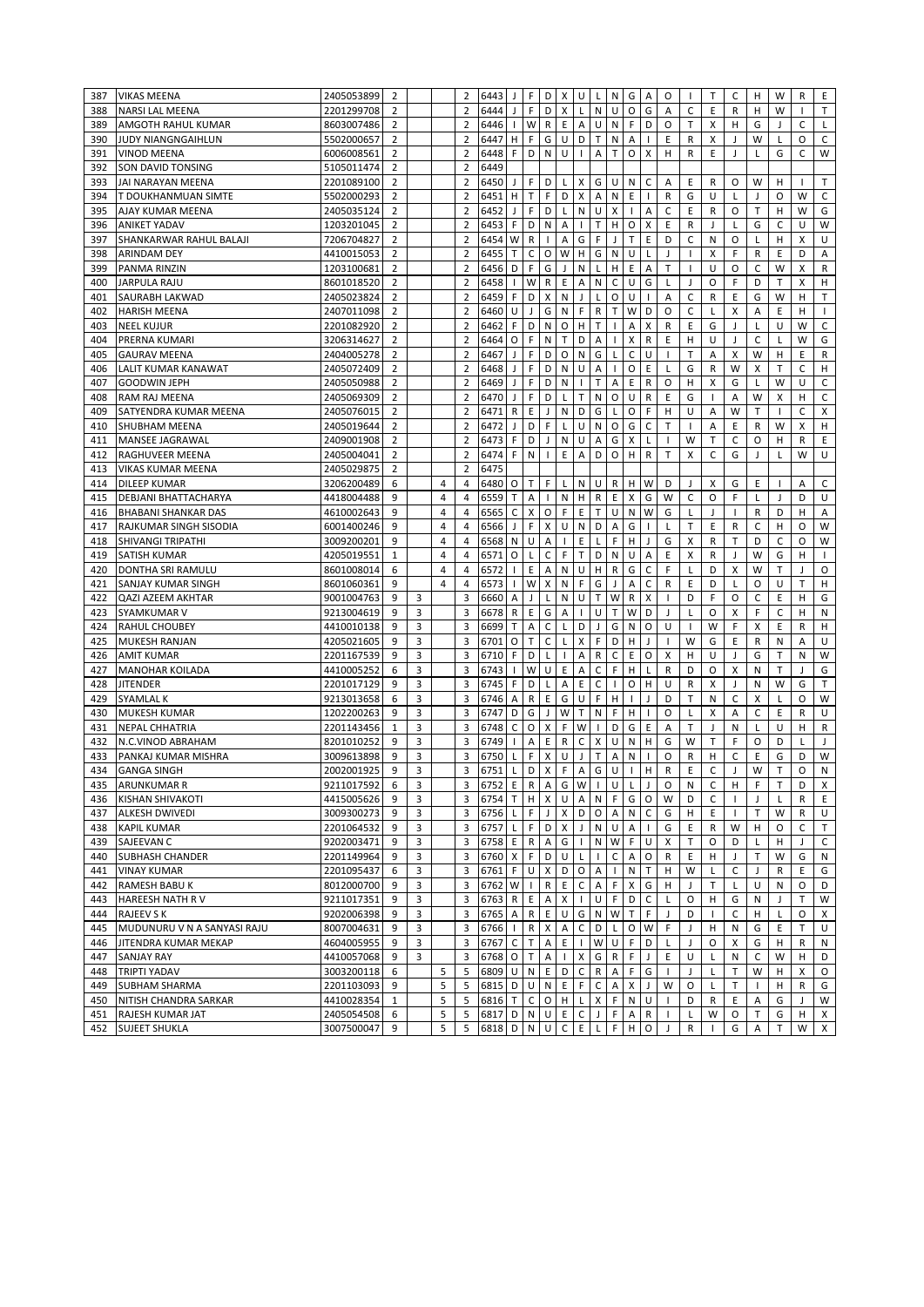| | | | | | | | | | | | | | | | | | | | | | | | | |
|---|---|---|---|---|---|---|---|---|---|---|---|---|---|---|---|---|---|---|---|---|---|---|---|---|
| 387 | VIKAS MEENA | 2405053899 | 2 | | | 2 | 6443 | J | F | D | X | U | L | N | G | A | O | I | T | C | H | W | R | E |
| 388 | NARSI LAL MEENA | 2201299708 | 2 | | | 2 | 6444 | J | F | D | X | L | N | U | O | G | A | C | E | R | H | W | I | T |
| 389 | AMGOTH RAHUL KUMAR | 8603007486 | 2 | | | 2 | 6446 | I | W | R | E | A | U | N | F | D | O | T | X | H | G | J | C | L |
| 390 | JUDY NIANGNGAIHLUN | 5502000657 | 2 | | | 2 | 6447 | H | F | G | U | D | T | N | A | I | E | R | X | J | W | L | O | C |
| 391 | VINOD MEENA | 6006008561 | 2 | | | 2 | 6448 | F | D | N | U | I | A | T | O | X | H | R | E | J | L | G | C | W |
| 392 | SON DAVID TONSING | 5105011474 | 2 | | | 2 | 6449 | | | | | | | | | | | | | | | | | |
| 393 | JAI NARAYAN MEENA | 2201089100 | 2 | | | 2 | 6450 | J | F | D | L | X | G | U | N | C | A | E | R | O | W | H | I | T |
| 394 | T DOUKHANMUAN SIMTE | 5502000293 | 2 | | | 2 | 6451 | H | T | F | D | X | A | N | E | I | R | G | U | L | J | O | W | C |
| 395 | AJAY KUMAR MEENA | 2405035124 | 2 | | | 2 | 6452 | J | F | D | L | N | U | X | I | A | C | E | R | O | T | H | W | G |
| 396 | ANIKET YADAV | 1203201045 | 2 | | | 2 | 6453 | F | D | N | A | I | T | H | O | X | E | R | J | L | G | C | U | W |
| 397 | SHANKARWAR RAHUL BALAJI | 7206704827 | 2 | | | 2 | 6454 | W | R | I | A | G | F | J | T | E | D | C | N | O | L | H | X | U |
| 398 | ARINDAM DEY | 4410015053 | 2 | | | 2 | 6455 | T | C | O | W | H | G | N | U | L | J | I | X | F | R | E | D | A |
| 399 | PANMA RINZIN | 1203100681 | 2 | | | 2 | 6456 | D | F | G | J | N | L | H | E | A | T | I | U | O | C | W | X | R |
| 400 | JARPULA RAJU | 8601018520 | 2 | | | 2 | 6458 | I | W | R | E | A | N | C | U | G | L | J | O | F | D | T | X | H |
| 401 | SAURABH LAKWAD | 2405023824 | 2 | | | 2 | 6459 | F | D | X | N | J | L | O | U | I | A | C | R | E | G | W | H | T |
| 402 | HARISH MEENA | 2407011098 | 2 | | | 2 | 6460 | U | J | G | N | F | R | T | W | D | O | C | L | X | A | E | H | I |
| 403 | NEEL KUJUR | 2201082920 | 2 | | | 2 | 6462 | F | D | N | O | H | T | I | A | X | R | E | G | J | L | U | W | C |
| 404 | PRERNA KUMARI | 3206314627 | 2 | | | 2 | 6464 | O | F | N | T | D | A | I | X | R | E | H | U | J | C | L | W | G |
| 405 | GAURAV MEENA | 2404005278 | 2 | | | 2 | 6467 | J | F | D | O | N | G | L | C | U | I | T | A | X | W | H | E | R |
| 406 | LALIT KUMAR KANAWAT | 2405072409 | 2 | | | 2 | 6468 | J | F | D | N | U | A | I | O | E | L | G | R | W | X | T | C | H |
| 407 | GOODWIN JEPH | 2405050988 | 2 | | | 2 | 6469 | J | F | D | N | I | T | A | E | R | O | H | X | G | L | W | U | C |
| 408 | RAM RAJ MEENA | 2405069309 | 2 | | | 2 | 6470 | J | F | D | L | T | N | O | U | R | E | G | I | A | W | X | H | C |
| 409 | SATYENDRA KUMAR MEENA | 2405076015 | 2 | | | 2 | 6471 | R | E | J | N | D | G | L | O | F | H | U | A | W | T | I | C | X |
| 410 | SHUBHAM MEENA | 2405019644 | 2 | | | 2 | 6472 | J | D | F | L | U | N | O | G | C | T | I | A | E | R | W | X | H |
| 411 | MANSEE JAGRAWAL | 2409001908 | 2 | | | 2 | 6473 | F | D | J | N | U | A | G | X | L | I | W | T | C | O | H | R | E |
| 412 | RAGHUVEER MEENA | 2405004041 | 2 | | | 2 | 6474 | F | N | I | E | A | D | O | H | R | T | X | C | G | J | L | W | U |
| 413 | VIKAS KUMAR MEENA | 2405029875 | 2 | | | 2 | 6475 | | | | | | | | | | | | | | | | | |
| 414 | DILEEP KUMAR | 3206200489 | 6 | | 4 | 4 | 6480 | O | T | F | L | N | U | R | H | W | D | J | X | G | E | I | A | C |
| 415 | DEBJANI BHATTACHARYA | 4418004488 | 9 | | 4 | 4 | 6559 | T | A | I | N | H | R | E | X | G | W | C | O | F | L | J | D | U |
| 416 | BHABANI SHANKAR DAS | 4610002643 | 9 | | 4 | 4 | 6565 | C | X | O | F | E | T | U | N | W | G | L | J | I | R | D | H | A |
| 417 | RAJKUMAR SINGH SISODIA | 6001400246 | 9 | | 4 | 4 | 6566 | J | F | X | U | N | D | A | G | I | L | T | E | R | C | H | O | W |
| 418 | SHIVANGI TRIPATHI | 3009200201 | 9 | | 4 | 4 | 6568 | N | U | A | I | E | L | F | H | J | G | X | R | T | D | C | O | W |
| 419 | SATISH KUMAR | 4205019551 | 1 | | 4 | 4 | 6571 | O | L | C | F | T | D | N | U | A | E | X | R | J | W | G | H | I |
| 420 | DONTHA SRI RAMULU | 8601008014 | 6 | | 4 | 4 | 6572 | I | E | A | N | U | H | R | G | C | F | L | D | X | W | T | J | O |
| 421 | SANJAY KUMAR SINGH | 8601060361 | 9 | | 4 | 4 | 6573 | I | W | X | N | F | G | J | A | C | R | E | D | L | O | U | T | H |
| 422 | QAZI AZEEM AKHTAR | 9001004763 | 9 | 3 | | 3 | 6660 | A | J | L | N | U | T | W | R | X | I | D | F | O | C | E | H | G |
| 423 | SYAMKUMAR V | 9213004619 | 9 | 3 | | 3 | 6678 | R | E | G | A | I | U | T | W | D | J | L | O | X | F | C | H | N |
| 424 | RAHUL CHOUBEY | 4410010138 | 9 | 3 | | 3 | 6699 | T | A | C | L | D | J | G | N | O | U | I | W | F | X | E | R | H |
| 425 | MUKESH RANJAN | 4205021605 | 9 | 3 | | 3 | 6701 | O | T | C | L | X | F | D | H | J | I | W | G | E | R | N | A | U |
| 426 | AMIT KUMAR | 2201167539 | 9 | 3 | | 3 | 6710 | F | D | L | I | A | R | C | E | O | X | H | U | J | G | T | N | W |
| 427 | MANOHAR KOILADA | 4410005252 | 6 | 3 | | 3 | 6743 | I | W | U | E | A | C | F | H | L | R | D | O | X | N | T | J | G |
| 428 | JITENDER | 2201017129 | 9 | 3 | | 3 | 6745 | F | D | L | A | E | C | I | O | H | U | R | X | J | N | W | G | T |
| 429 | SYAMLAL K | 9213013658 | 6 | 3 | | 3 | 6746 | A | R | E | G | U | F | H | I | J | D | T | N | C | X | L | O | W |
| 430 | MUKESH KUMAR | 1202200263 | 9 | 3 | | 3 | 6747 | D | G | J | W | T | N | F | H | I | O | L | X | A | C | E | R | U |
| 431 | NEPAL CHHATRIA | 2201143456 | 1 | 3 | | 3 | 6748 | C | O | X | F | W | I | D | G | E | A | T | J | N | L | U | H | R |
| 432 | N.C.VINOD ABRAHAM | 8201010252 | 9 | 3 | | 3 | 6749 | I | A | E | R | C | X | U | N | H | G | W | T | F | O | D | L | J |
| 433 | PANKAJ KUMAR MISHRA | 3009613898 | 9 | 3 | | 3 | 6750 | L | F | X | U | J | T | A | N | I | O | R | H | C | E | G | D | W |
| 434 | GANGA SINGH | 2002001925 | 9 | 3 | | 3 | 6751 | L | D | X | F | A | G | U | I | H | R | E | C | J | W | T | O | N |
| 435 | ARUNKUMAR R | 9211017592 | 6 | 3 | | 3 | 6752 | E | R | A | G | W | I | U | L | J | O | N | C | H | F | T | D | X |
| 436 | KISHAN SHIVAKOTI | 4415005626 | 9 | 3 | | 3 | 6754 | T | H | X | U | A | N | F | G | O | W | D | C | I | J | L | R | E |
| 437 | ALKESH DWIVEDI | 3009300273 | 9 | 3 | | 3 | 6756 | L | F | J | X | D | O | A | N | C | G | H | E | I | T | W | R | U |
| 438 | KAPIL KUMAR | 2201064532 | 9 | 3 | | 3 | 6757 | L | F | D | X | J | N | U | A | I | G | E | R | W | H | O | C | T |
| 439 | SAJEEVAN C | 9202003471 | 9 | 3 | | 3 | 6758 | E | R | A | G | I | N | W | F | U | X | T | O | D | L | H | J | C |
| 440 | SUBHASH CHANDER | 2201149964 | 9 | 3 | | 3 | 6760 | X | F | D | U | L | I | C | A | O | R | E | H | J | T | W | G | N |
| 441 | VINAY KUMAR | 2201095437 | 6 | 3 | | 3 | 6761 | F | U | X | D | O | A | I | N | T | H | W | L | C | J | R | E | G |
| 442 | RAMESH BABU K | 8012000700 | 9 | 3 | | 3 | 6762 | W | I | R | E | C | A | F | X | G | H | J | T | L | U | N | O | D |
| 443 | HAREESH NATH R V | 9211017351 | 9 | 3 | | 3 | 6763 | R | E | A | X | I | U | F | D | C | L | O | H | G | N | J | T | W |
| 444 | RAJEEV S K | 9202006398 | 9 | 3 | | 3 | 6765 | A | R | E | U | G | N | W | T | F | J | D | I | C | H | L | O | X |
| 445 | MUDUNURU V N A SANYASI RAJU | 8007004631 | 9 | 3 | | 3 | 6766 | I | R | X | A | C | D | L | O | W | F | J | H | N | G | E | T | U |
| 446 | JITENDRA KUMAR MEKAP | 4604005955 | 9 | 3 | | 3 | 6767 | C | T | A | E | I | W | U | F | D | L | J | O | X | G | H | R | N |
| 447 | SANJAY RAY | 4410057068 | 9 | 3 | | 3 | 6768 | O | T | A | I | X | G | R | F | J | E | U | L | N | C | W | H | D |
| 448 | TRIPTI YADAV | 3003200118 | 6 | | 5 | 5 | 6809 | U | N | E | D | C | R | A | F | G | I | J | L | T | W | H | X | O |
| 449 | SUBHAM SHARMA | 2201103093 | 9 | | 5 | 5 | 6815 | D | U | N | E | F | C | A | X | J | W | O | L | T | I | H | R | G |
| 450 | NITISH CHANDRA SARKAR | 4410028354 | 1 | | 5 | 5 | 6816 | T | C | O | H | L | X | F | N | U | I | D | R | E | A | G | J | W |
| 451 | RAJESH KUMAR JAT | 2405054508 | 6 | | 5 | 5 | 6817 | D | N | U | E | C | J | F | A | R | I | L | W | O | T | G | H | X |
| 452 | SUJEET SHUKLA | 3007500047 | 9 | | 5 | 5 | 6818 | D | N | U | C | E | L | F | H | O | J | R | I | G | A | T | W | X |